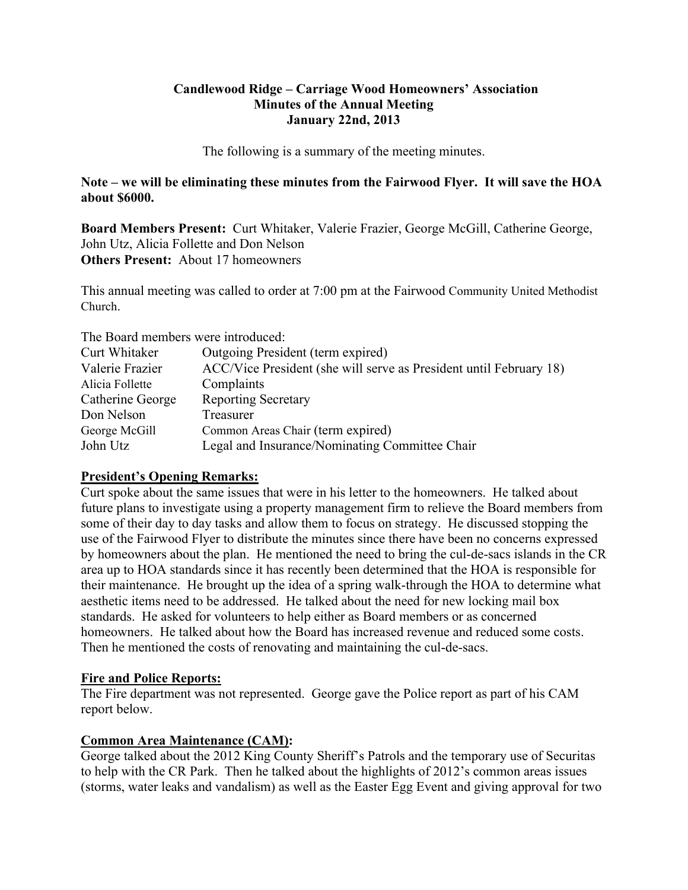**Candlewood Ridge – Carriage Wood Homeowners' Association**
**Minutes of the Annual Meeting**
**January 22nd, 2013**

The following is a summary of the meeting minutes.

**Note – we will be eliminating these minutes from the Fairwood Flyer. It will save the HOA about $6000.**

**Board Members Present:** Curt Whitaker, Valerie Frazier, George McGill, Catherine George, John Utz, Alicia Follette and Don Nelson
**Others Present:** About 17 homeowners

This annual meeting was called to order at 7:00 pm at the Fairwood Community United Methodist Church.

The Board members were introduced:

| | |
|---|---|
| Curt Whitaker | Outgoing President (term expired) |
| Valerie Frazier | ACC/Vice President (she will serve as President until February 18) |
| Alicia Follette | Complaints |
| Catherine George | Reporting Secretary |
| Don Nelson | Treasurer |
| George McGill | Common Areas Chair (term expired) |
| John Utz | Legal and Insurance/Nominating Committee Chair |

## President's Opening Remarks:

Curt spoke about the same issues that were in his letter to the homeowners. He talked about future plans to investigate using a property management firm to relieve the Board members from some of their day to day tasks and allow them to focus on strategy. He discussed stopping the use of the Fairwood Flyer to distribute the minutes since there have been no concerns expressed by homeowners about the plan. He mentioned the need to bring the cul-de-sacs islands in the CR area up to HOA standards since it has recently been determined that the HOA is responsible for their maintenance. He brought up the idea of a spring walk-through the HOA to determine what aesthetic items need to be addressed. He talked about the need for new locking mail box standards. He asked for volunteers to help either as Board members or as concerned homeowners. He talked about how the Board has increased revenue and reduced some costs. Then he mentioned the costs of renovating and maintaining the cul-de-sacs.

## Fire and Police Reports:

The Fire department was not represented. George gave the Police report as part of his CAM report below.

## Common Area Maintenance (CAM):

George talked about the 2012 King County Sheriff's Patrols and the temporary use of Securitas to help with the CR Park. Then he talked about the highlights of 2012's common areas issues (storms, water leaks and vandalism) as well as the Easter Egg Event and giving approval for two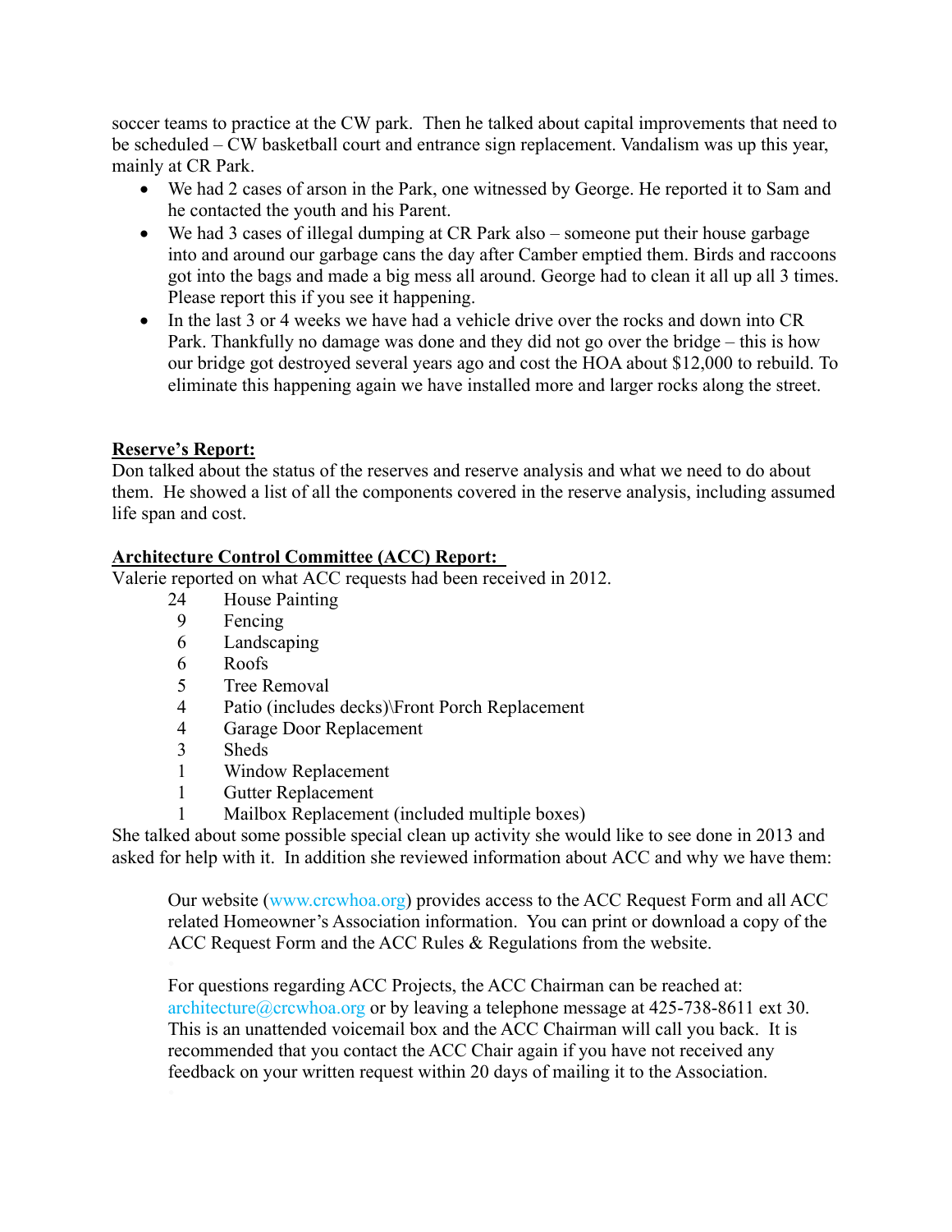soccer teams to practice at the CW park. Then he talked about capital improvements that need to be scheduled – CW basketball court and entrance sign replacement. Vandalism was up this year, mainly at CR Park.

- We had 2 cases of arson in the Park, one witnessed by George. He reported it to Sam and he contacted the youth and his Parent.
- We had 3 cases of illegal dumping at CR Park also – someone put their house garbage into and around our garbage cans the day after Camber emptied them. Birds and raccoons got into the bags and made a big mess all around. George had to clean it all up all 3 times. Please report this if you see it happening.
- In the last 3 or 4 weeks we have had a vehicle drive over the rocks and down into CR Park. Thankfully no damage was done and they did not go over the bridge – this is how our bridge got destroyed several years ago and cost the HOA about $12,000 to rebuild. To eliminate this happening again we have installed more and larger rocks along the street.

**Reserve's Report:**

Don talked about the status of the reserves and reserve analysis and what we need to do about them. He showed a list of all the components covered in the reserve analysis, including assumed life span and cost.

**Architecture Control Committee (ACC) Report:**

Valerie reported on what ACC requests had been received in 2012.

| | |
|---|---|
| 24 | House Painting |
| 9 | Fencing |
| 6 | Landscaping |
| 6 | Roofs |
| 5 | Tree Removal |
| 4 | Patio (includes decks)\Front Porch Replacement |
| 4 | Garage Door Replacement |
| 3 | Sheds |
| 1 | Window Replacement |
| 1 | Gutter Replacement |
| 1 | Mailbox Replacement (included multiple boxes) |

She talked about some possible special clean up activity she would like to see done in 2013 and asked for help with it. In addition she reviewed information about ACC and why we have them:

> Our website (www.crcwhoa.org) provides access to the ACC Request Form and all ACC related Homeowner's Association information. You can print or download a copy of the ACC Request Form and the ACC Rules & Regulations from the website.
>
> For questions regarding ACC Projects, the ACC Chairman can be reached at: architecture@crcwhoa.org or by leaving a telephone message at 425-738-8611 ext 30. This is an unattended voicemail box and the ACC Chairman will call you back. It is recommended that you contact the ACC Chair again if you have not received any feedback on your written request within 20 days of mailing it to the Association.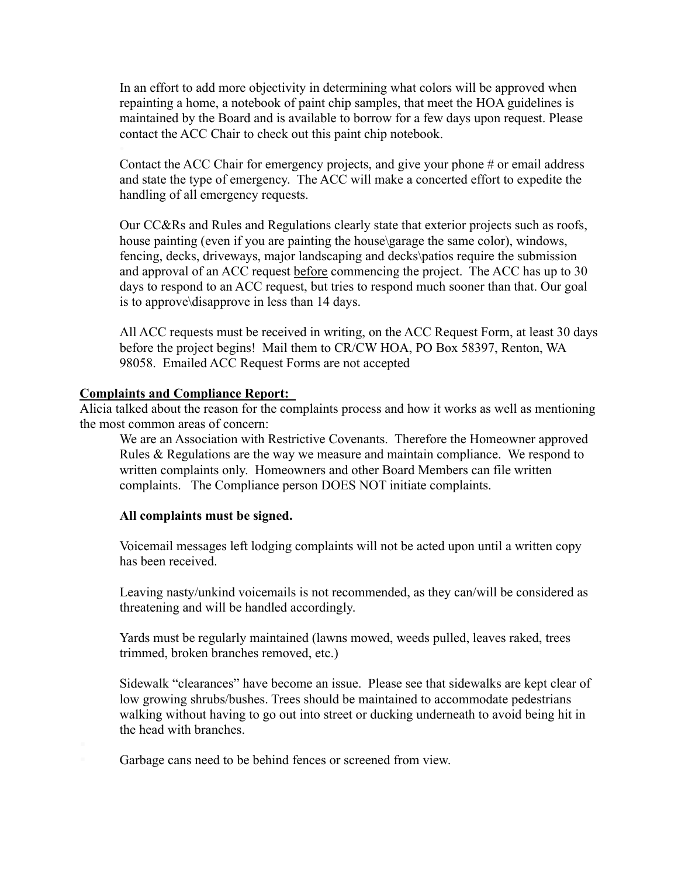In an effort to add more objectivity in determining what colors will be approved when repainting a home, a notebook of paint chip samples, that meet the HOA guidelines is maintained by the Board and is available to borrow for a few days upon request. Please contact the ACC Chair to check out this paint chip notebook.

Contact the ACC Chair for emergency projects, and give your phone # or email address and state the type of emergency. The ACC will make a concerted effort to expedite the handling of all emergency requests.

Our CC&Rs and Rules and Regulations clearly state that exterior projects such as roofs, house painting (even if you are painting the house\garage the same color), windows, fencing, decks, driveways, major landscaping and decks\patios require the submission and approval of an ACC request <u>before</u> commencing the project. The ACC has up to 30 days to respond to an ACC request, but tries to respond much sooner than that. Our goal is to approve\disapprove in less than 14 days.

All ACC requests must be received in writing, on the ACC Request Form, at least 30 days before the project begins! Mail them to CR/CW HOA, PO Box 58397, Renton, WA 98058. Emailed ACC Request Forms are not accepted

**<u>Complaints and Compliance Report:</u>**

Alicia talked about the reason for the complaints process and how it works as well as mentioning the most common areas of concern:

We are an Association with Restrictive Covenants. Therefore the Homeowner approved Rules & Regulations are the way we measure and maintain compliance. We respond to written complaints only. Homeowners and other Board Members can file written complaints. The Compliance person DOES NOT initiate complaints.

**All complaints must be signed.**

Voicemail messages left lodging complaints will not be acted upon until a written copy has been received.

Leaving nasty/unkind voicemails is not recommended, as they can/will be considered as threatening and will be handled accordingly.

Yards must be regularly maintained (lawns mowed, weeds pulled, leaves raked, trees trimmed, broken branches removed, etc.)

Sidewalk "clearances" have become an issue. Please see that sidewalks are kept clear of low growing shrubs/bushes. Trees should be maintained to accommodate pedestrians walking without having to go out into street or ducking underneath to avoid being hit in the head with branches.

Garbage cans need to be behind fences or screened from view.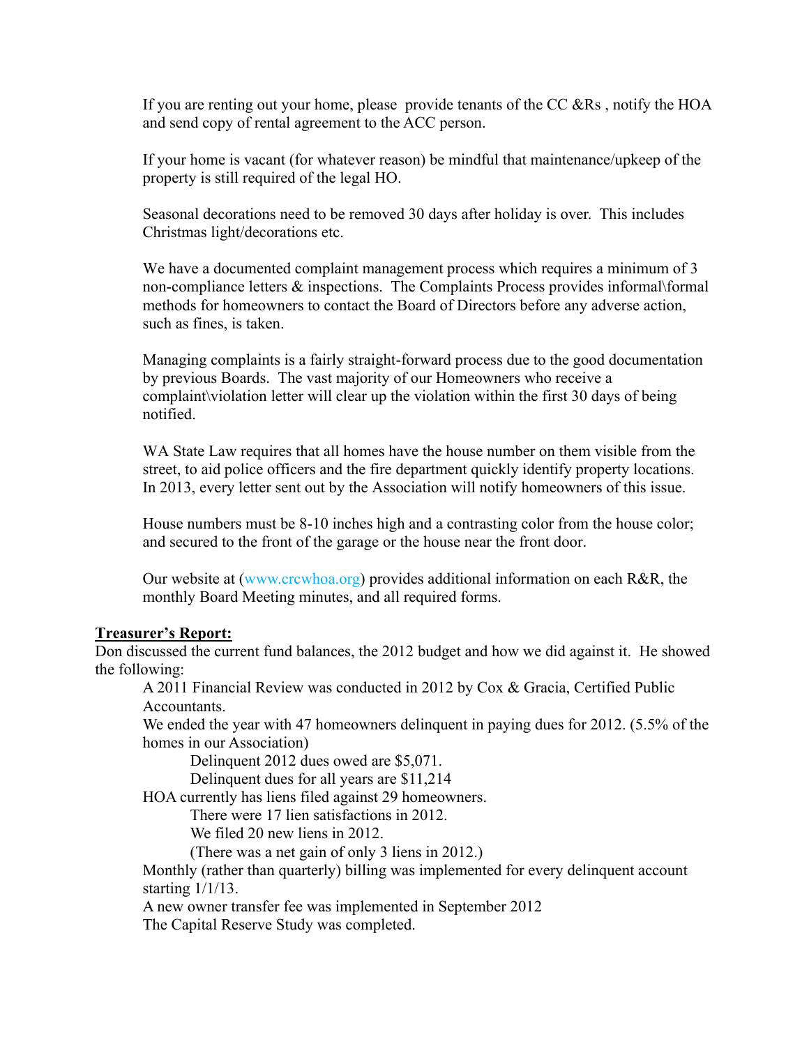If you are renting out your home, please  provide tenants of the CC &Rs , notify the HOA and send copy of rental agreement to the ACC person.

If your home is vacant (for whatever reason) be mindful that maintenance/upkeep of the property is still required of the legal HO.

Seasonal decorations need to be removed 30 days after holiday is over.  This includes Christmas light/decorations etc.

We have a documented complaint management process which requires a minimum of 3 non-compliance letters & inspections.  The Complaints Process provides informal\formal methods for homeowners to contact the Board of Directors before any adverse action, such as fines, is taken.

Managing complaints is a fairly straight-forward process due to the good documentation by previous Boards.  The vast majority of our Homeowners who receive a complaint\violation letter will clear up the violation within the first 30 days of being notified.

WA State Law requires that all homes have the house number on them visible from the street, to aid police officers and the fire department quickly identify property locations.  In 2013, every letter sent out by the Association will notify homeowners of this issue.

House numbers must be 8-10 inches high and a contrasting color from the house color; and secured to the front of the garage or the house near the front door.

Our website at (www.crcwhoa.org) provides additional information on each R&R, the monthly Board Meeting minutes, and all required forms.

**Treasurer's Report:**

Don discussed the current fund balances, the 2012 budget and how we did against it.  He showed the following:

A 2011 Financial Review was conducted in 2012 by Cox & Gracia, Certified Public Accountants.

We ended the year with 47 homeowners delinquent in paying dues for 2012. (5.5% of the homes in our Association)

Delinquent 2012 dues owed are $5,071.

Delinquent dues for all years are $11,214

HOA currently has liens filed against 29 homeowners.

There were 17 lien satisfactions in 2012.

We filed 20 new liens in 2012.

(There was a net gain of only 3 liens in 2012.)

Monthly (rather than quarterly) billing was implemented for every delinquent account starting 1/1/13.

A new owner transfer fee was implemented in September 2012

The Capital Reserve Study was completed.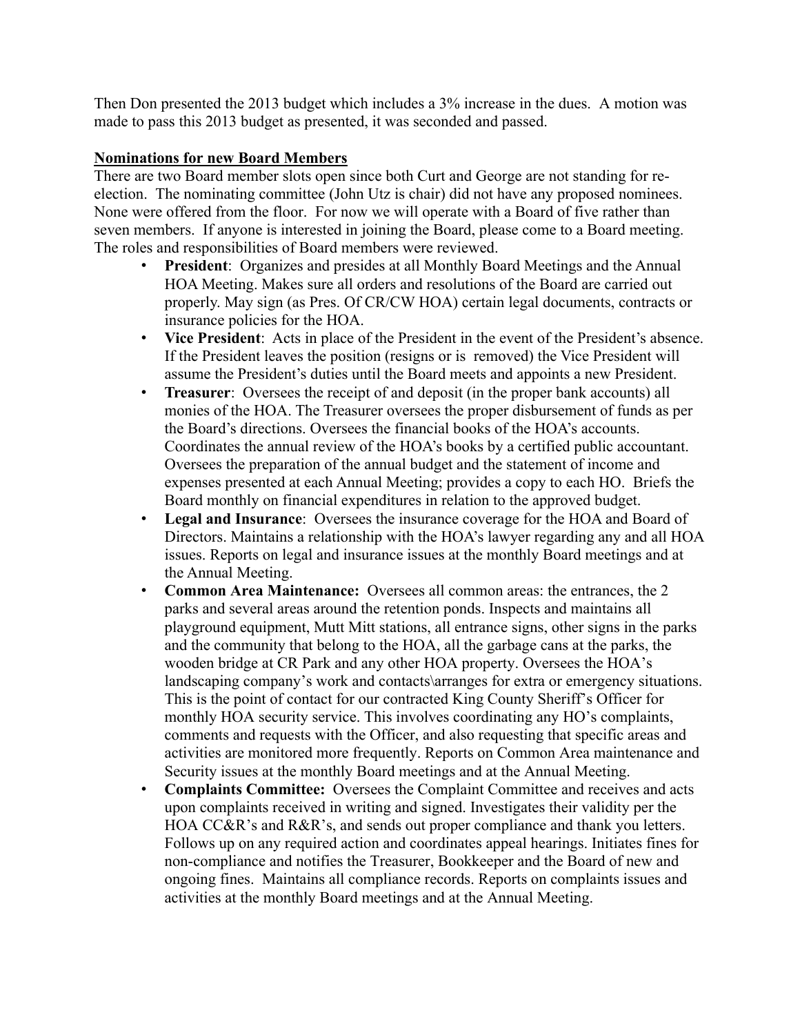Then Don presented the 2013 budget which includes a 3% increase in the dues. A motion was made to pass this 2013 budget as presented, it was seconded and passed.

**Nominations for new Board Members**

There are two Board member slots open since both Curt and George are not standing for re-election. The nominating committee (John Utz is chair) did not have any proposed nominees. None were offered from the floor. For now we will operate with a Board of five rather than seven members. If anyone is interested in joining the Board, please come to a Board meeting. The roles and responsibilities of Board members were reviewed.

- **President**: Organizes and presides at all Monthly Board Meetings and the Annual HOA Meeting. Makes sure all orders and resolutions of the Board are carried out properly. May sign (as Pres. Of CR/CW HOA) certain legal documents, contracts or insurance policies for the HOA.
- **Vice President**: Acts in place of the President in the event of the President's absence. If the President leaves the position (resigns or is removed) the Vice President will assume the President's duties until the Board meets and appoints a new President.
- **Treasurer**: Oversees the receipt of and deposit (in the proper bank accounts) all monies of the HOA. The Treasurer oversees the proper disbursement of funds as per the Board's directions. Oversees the financial books of the HOA's accounts. Coordinates the annual review of the HOA's books by a certified public accountant. Oversees the preparation of the annual budget and the statement of income and expenses presented at each Annual Meeting; provides a copy to each HO. Briefs the Board monthly on financial expenditures in relation to the approved budget.
- **Legal and Insurance**: Oversees the insurance coverage for the HOA and Board of Directors. Maintains a relationship with the HOA's lawyer regarding any and all HOA issues. Reports on legal and insurance issues at the monthly Board meetings and at the Annual Meeting.
- **Common Area Maintenance:** Oversees all common areas: the entrances, the 2 parks and several areas around the retention ponds. Inspects and maintains all playground equipment, Mutt Mitt stations, all entrance signs, other signs in the parks and the community that belong to the HOA, all the garbage cans at the parks, the wooden bridge at CR Park and any other HOA property. Oversees the HOA's landscaping company's work and contacts\arranges for extra or emergency situations. This is the point of contact for our contracted King County Sheriff's Officer for monthly HOA security service. This involves coordinating any HO's complaints, comments and requests with the Officer, and also requesting that specific areas and activities are monitored more frequently. Reports on Common Area maintenance and Security issues at the monthly Board meetings and at the Annual Meeting.
- **Complaints Committee:** Oversees the Complaint Committee and receives and acts upon complaints received in writing and signed. Investigates their validity per the HOA CC&R's and R&R's, and sends out proper compliance and thank you letters. Follows up on any required action and coordinates appeal hearings. Initiates fines for non-compliance and notifies the Treasurer, Bookkeeper and the Board of new and ongoing fines. Maintains all compliance records. Reports on complaints issues and activities at the monthly Board meetings and at the Annual Meeting.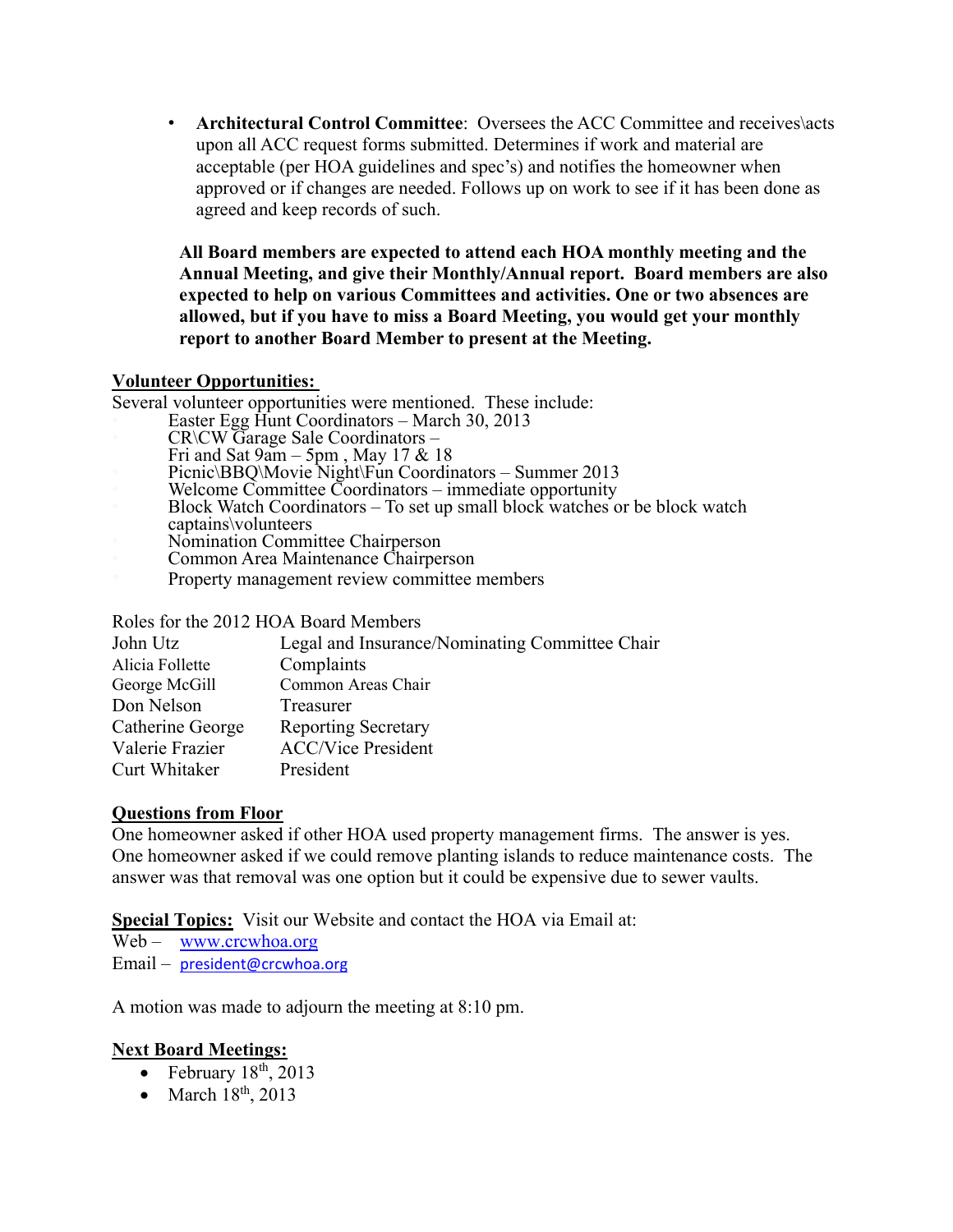- **Architectural Control Committee**: Oversees the ACC Committee and receives\acts upon all ACC request forms submitted. Determines if work and material are acceptable (per HOA guidelines and spec's) and notifies the homeowner when approved or if changes are needed. Follows up on work to see if it has been done as agreed and keep records of such.

**All Board members are expected to attend each HOA monthly meeting and the Annual Meeting, and give their Monthly/Annual report. Board members are also expected to help on various Committees and activities. One or two absences are allowed, but if you have to miss a Board Meeting, you would get your monthly report to another Board Member to present at the Meeting.**

**Volunteer Opportunities:**

Several volunteer opportunities were mentioned. These include:

- Easter Egg Hunt Coordinators – March 30, 2013
- CR\CW Garage Sale Coordinators – Fri and Sat 9am – 5pm , May 17 & 18
- Picnic\BBQ\Movie Night\Fun Coordinators – Summer 2013
- Welcome Committee Coordinators – immediate opportunity
- Block Watch Coordinators – To set up small block watches or be block watch captains\volunteers
- Nomination Committee Chairperson
- Common Area Maintenance Chairperson
- Property management review committee members

Roles for the 2012 HOA Board Members

| | |
|---|---|
| John Utz | Legal and Insurance/Nominating Committee Chair |
| Alicia Follette | Complaints |
| George McGill | Common Areas Chair |
| Don Nelson | Treasurer |
| Catherine George | Reporting Secretary |
| Valerie Frazier | ACC/Vice President |
| Curt Whitaker | President |

**Questions from Floor**

One homeowner asked if other HOA used property management firms. The answer is yes. One homeowner asked if we could remove planting islands to reduce maintenance costs. The answer was that removal was one option but it could be expensive due to sewer vaults.

**Special Topics:** Visit our Website and contact the HOA via Email at:

Web – www.crcwhoa.org

Email – president@crcwhoa.org

A motion was made to adjourn the meeting at 8:10 pm.

**Next Board Meetings:**

- February 18th, 2013
- March 18th, 2013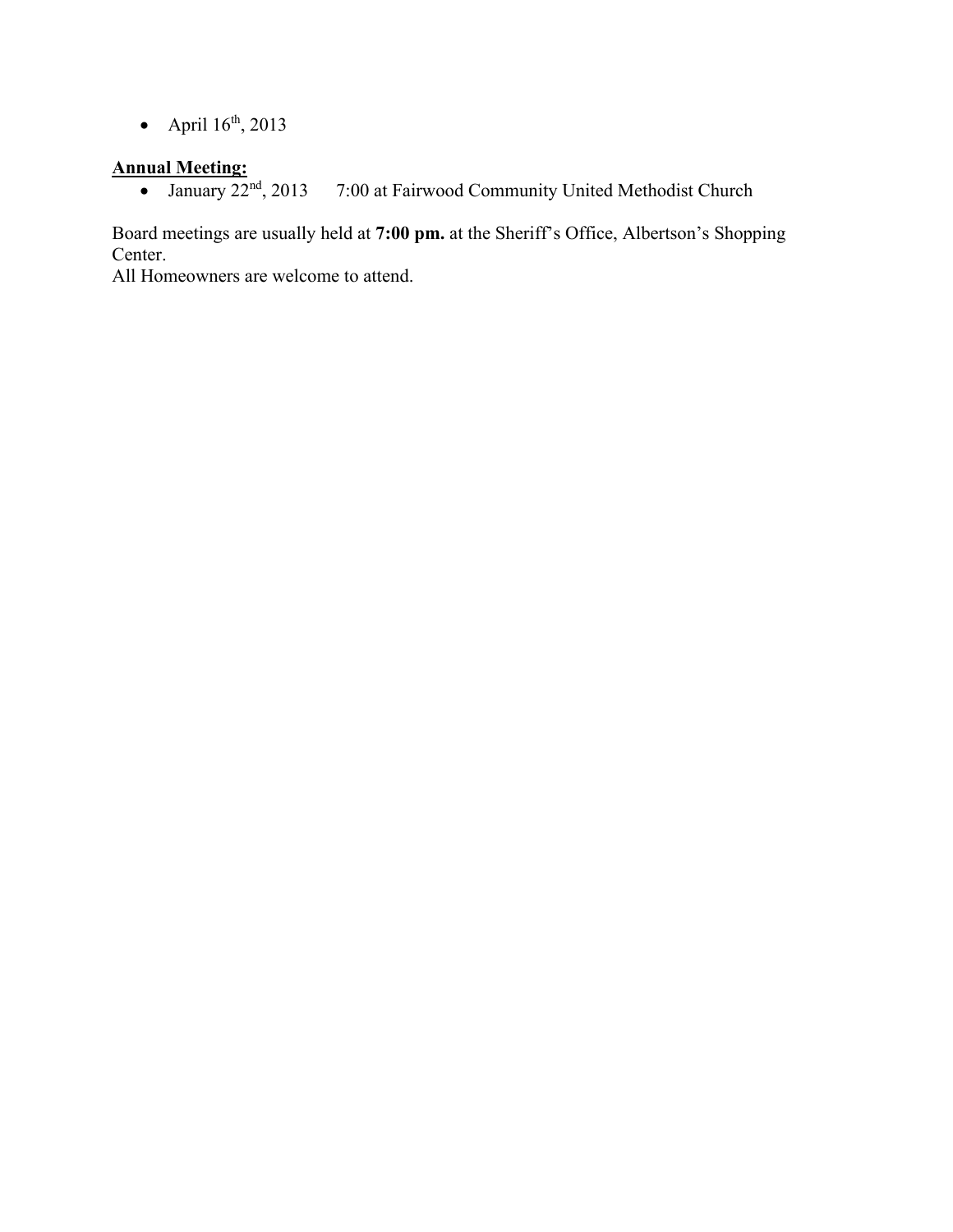- April 16th, 2013

**Annual Meeting:**

- January 22nd, 2013     7:00 at Fairwood Community United Methodist Church

Board meetings are usually held at **7:00 pm.** at the Sheriff's Office, Albertson's Shopping Center.
All Homeowners are welcome to attend.